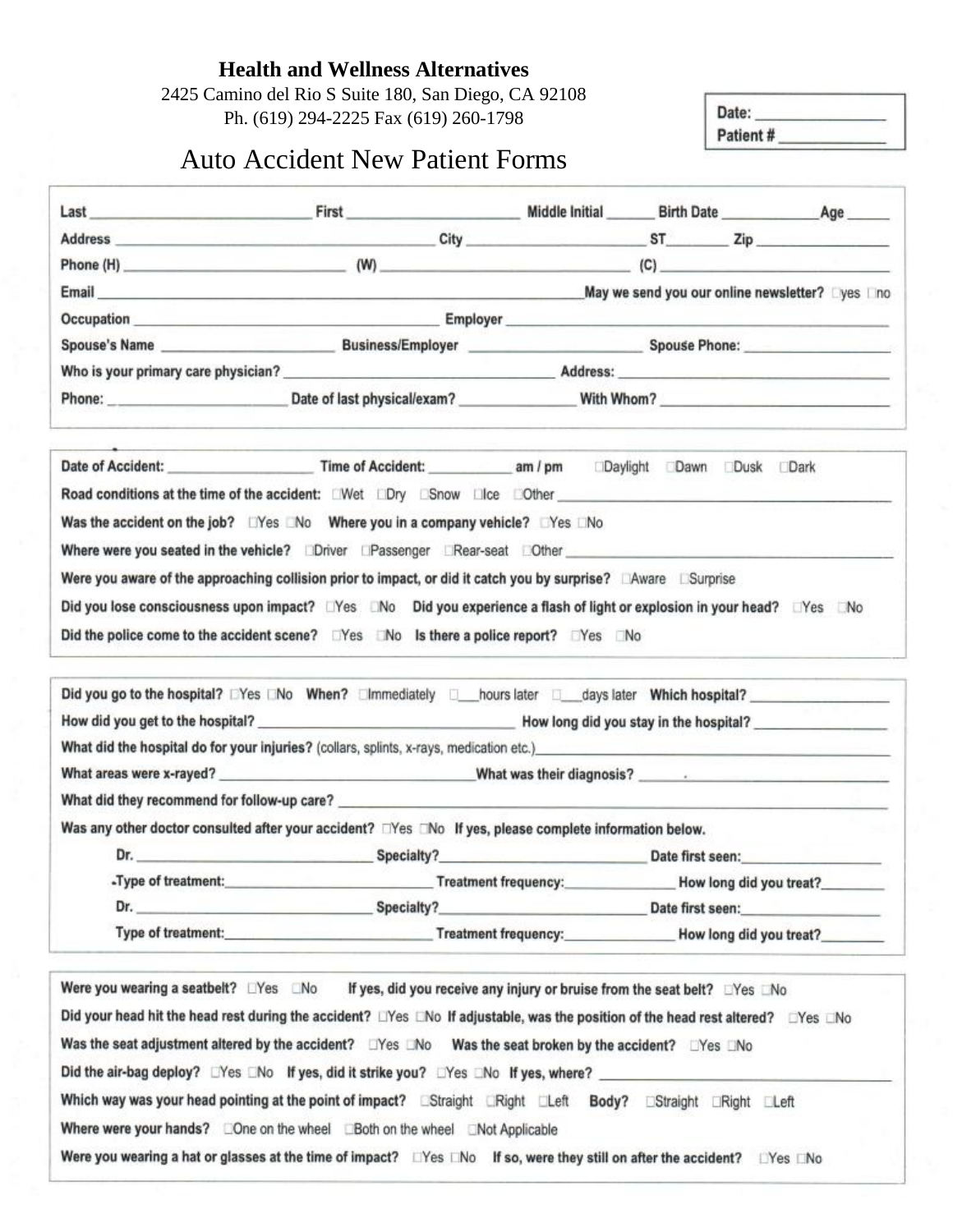**Health and Wellness Alternatives**
2425 Camino del Rio S Suite 180, San Diego, CA 92108
Ph. (619) 294-2225 Fax (619) 260-1798

Date: _______________
Patient # _____________

# Auto Accident New Patient Forms

Last ___________________________ First _______________________ Middle Initial ______ Birth Date _____________ Age _____

Address ________________________________________ City ________________________ ST ________ Zip _________________

Phone (H) ___________________________ (W) ________________________________ (C) ______________________________

Email _____________________________________________________________ May we send you our online newsletter? ☐yes ☐no

Occupation _______________________________________ Employer ______________________________________________

Spouse's Name ______________________ Business/Employer ______________________ Spouse Phone: ___________________

Who is your primary care physician? ________________________________________ Address: ________________________________

Phone: _______________________ Date of last physical/exam? _______________ With Whom? ____________________________

---

Date of Accident: ___________________ Time of Accident: ___________ am / pm ☐Daylight ☐Dawn ☐Dusk ☐Dark

Road conditions at the time of the accident: ☐Wet ☐Dry ☐Snow ☐Ice ☐Other ________________________________________

Was the accident on the job? ☐Yes ☐No Where you in a company vehicle? ☐Yes ☐No

Where were you seated in the vehicle? ☐Driver ☐Passenger ☐Rear-seat ☐Other ______________________________________

Were you aware of the approaching collision prior to impact, or did it catch you by surprise? ☐Aware ☐Surprise

Did you lose consciousness upon impact? ☐Yes ☐No Did you experience a flash of light or explosion in your head? ☐Yes ☐No

Did the police come to the accident scene? ☐Yes ☐No Is there a police report? ☐Yes ☐No

---

Did you go to the hospital? ☐Yes ☐No When? ☐Immediately ☐___hours later ☐___days later Which hospital? __________________

How did you get to the hospital? ________________________________ How long did you stay in the hospital? _________________

What did the hospital do for your injuries? (collars, splints, x-rays, medication etc.) ____________________________________________

What areas were x-rayed? __________________________________ What was their diagnosis? ______________________________

What did they recommend for follow-up care? _____________________________________________________________________

Was any other doctor consulted after your accident? ☐Yes ☐No If yes, please complete information below.

Dr. _________________________________ Specialty? ___________________________ Date first seen: ___________________

Type of treatment: ___________________________ Treatment frequency: _______________ How long did you treat? _________

Dr. _________________________________ Specialty? ___________________________ Date first seen: ___________________

Type of treatment: ___________________________ Treatment frequency: _______________ How long did you treat? _________

---

Were you wearing a seatbelt? ☐Yes ☐No If yes, did you receive any injury or bruise from the seat belt? ☐Yes ☐No

Did your head hit the head rest during the accident? ☐Yes ☐No If adjustable, was the position of the head rest altered? ☐Yes ☐No

Was the seat adjustment altered by the accident? ☐Yes ☐No Was the seat broken by the accident? ☐Yes ☐No

Did the air-bag deploy? ☐Yes ☐No If yes, did it strike you? ☐Yes ☐No If yes, where? ____________________________________

Which way was your head pointing at the point of impact? ☐Straight ☐Right ☐Left Body? ☐Straight ☐Right ☐Left

Where were your hands? ☐One on the wheel ☐Both on the wheel ☐Not Applicable

Were you wearing a hat or glasses at the time of impact? ☐Yes ☐No If so, were they still on after the accident? ☐Yes ☐No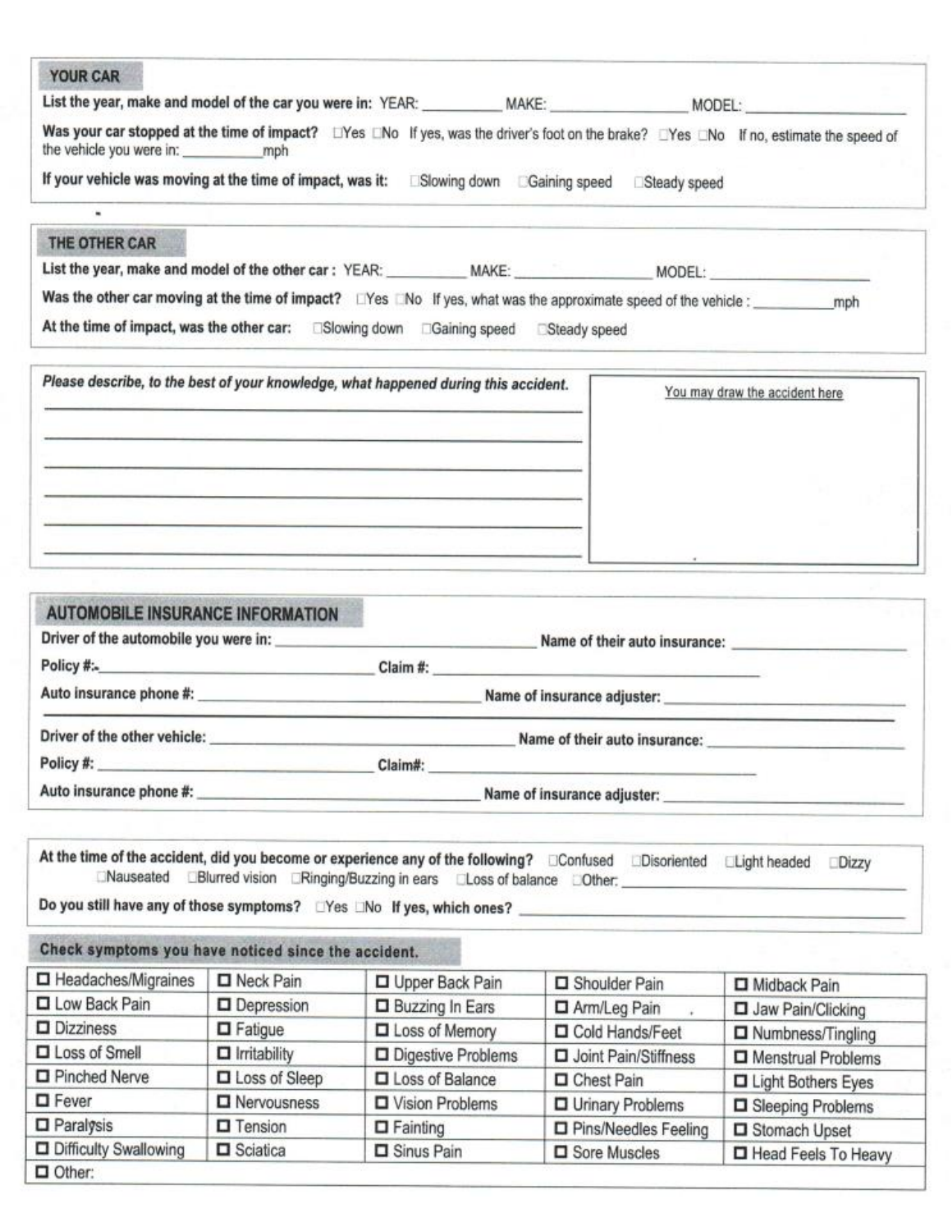## YOUR CAR

**List the year, make and model of the car you were in:** YEAR: __________ MAKE: __________________ MODEL: ____________________

**Was your car stopped at the time of impact?** ☐Yes ☐No If yes, was the driver's foot on the brake? ☐Yes ☐No If no, estimate the speed of the vehicle you were in: ___________mph

**If your vehicle was moving at the time of impact, was it:** ☐Slowing down ☐Gaining speed ☐Steady speed

## THE OTHER CAR

**List the year, make and model of the other car :** YEAR: __________ MAKE: __________________ MODEL: ____________________

**Was the other car moving at the time of impact?** ☐Yes ☐No If yes, what was the approximate speed of the vehicle : __________mph

**At the time of impact, was the other car:** ☐Slowing down ☐Gaining speed ☐Steady speed

***Please describe, to the best of your knowledge, what happened during this accident.***

______________________________________________________________

______________________________________________________________

______________________________________________________________

______________________________________________________________

______________________________________________________________

______________________________________________________________

You may draw the accident here

## AUTOMOBILE INSURANCE INFORMATION

**Driver of the automobile you were in:** ______________________________ **Name of their auto insurance:** ____________________

**Policy #:** ______________________________ **Claim #:** ______________________________

**Auto insurance phone #:** ______________________________ **Name of insurance adjuster:** ____________________

**Driver of the other vehicle:** ______________________________ **Name of their auto insurance:** ____________________

**Policy #:** ______________________________ **Claim#:** ______________________________

**Auto insurance phone #:** ______________________________ **Name of insurance adjuster:** ____________________

**At the time of the accident, did you become or experience any of the following?** ☐Confused ☐Disoriented ☐Light headed ☐Dizzy ☐Nauseated ☐Blurred vision ☐Ringing/Buzzing in ears ☐Loss of balance ☐Other: ____________________

**Do you still have any of those symptoms?** ☐Yes ☐No **If yes, which ones?** ______________________________

## Check symptoms you have noticed since the accident.

| | | | | |
|---|---|---|---|---|
| ☐ Headaches/Migraines | ☐ Neck Pain | ☐ Upper Back Pain | ☐ Shoulder Pain | ☐ Midback Pain |
| ☐ Low Back Pain | ☐ Depression | ☐ Buzzing In Ears | ☐ Arm/Leg Pain | ☐ Jaw Pain/Clicking |
| ☐ Dizziness | ☐ Fatigue | ☐ Loss of Memory | ☐ Cold Hands/Feet | ☐ Numbness/Tingling |
| ☐ Loss of Smell | ☐ Irritability | ☐ Digestive Problems | ☐ Joint Pain/Stiffness | ☐ Menstrual Problems |
| ☐ Pinched Nerve | ☐ Loss of Sleep | ☐ Loss of Balance | ☐ Chest Pain | ☐ Light Bothers Eyes |
| ☐ Fever | ☐ Nervousness | ☐ Vision Problems | ☐ Urinary Problems | ☐ Sleeping Problems |
| ☐ Paralysis | ☐ Tension | ☐ Fainting | ☐ Pins/Needles Feeling | ☐ Stomach Upset |
| ☐ Difficulty Swallowing | ☐ Sciatica | ☐ Sinus Pain | ☐ Sore Muscles | ☐ Head Feels To Heavy |
| ☐ Other: | | | | |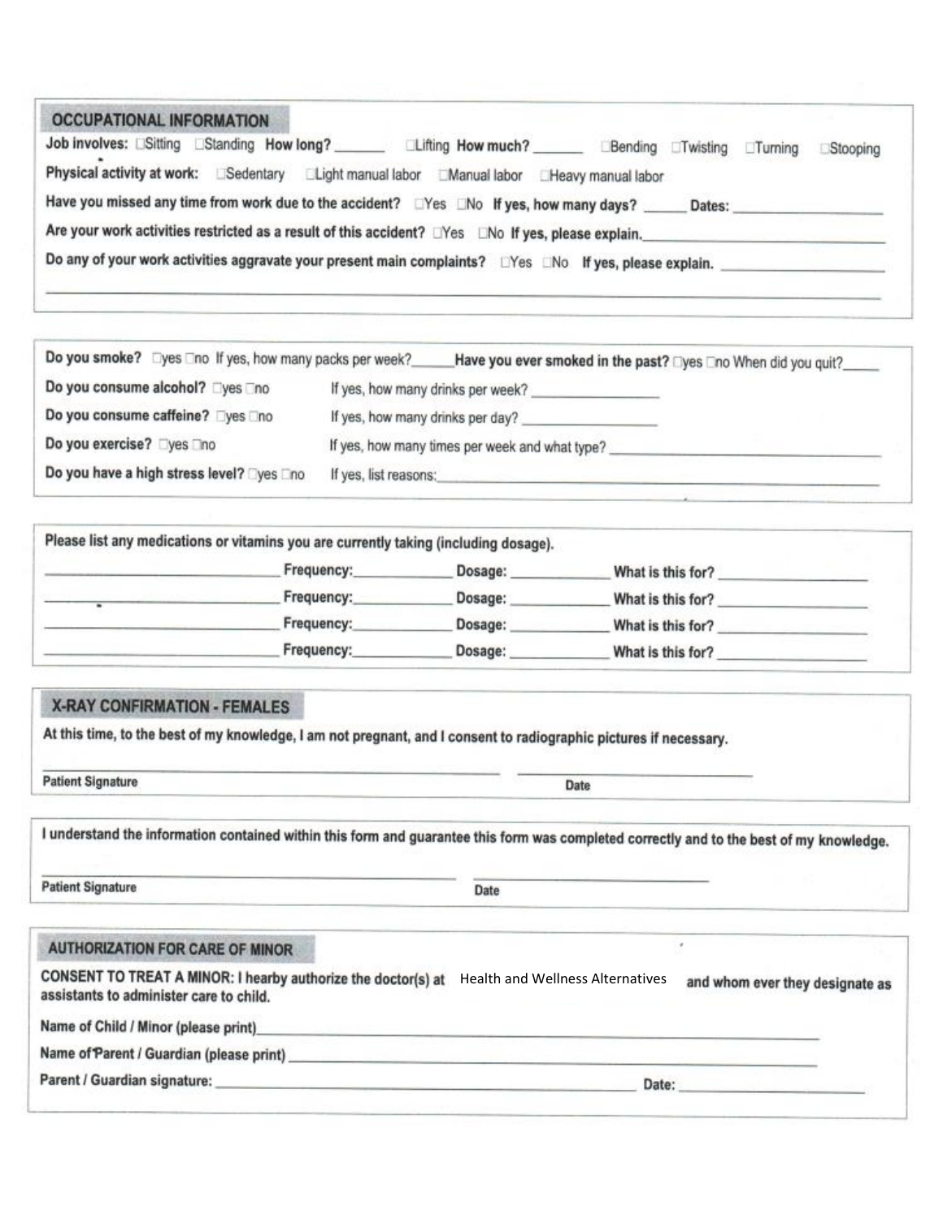## OCCUPATIONAL INFORMATION

**Job involves:** ☐Sitting ☐Standing **How long?** _______ ☐Lifting **How much?** _______ ☐Bending ☐Twisting ☐Turning ☐Stooping

**Physical activity at work:** ☐Sedentary ☐Light manual labor ☐Manual labor ☐Heavy manual labor

**Have you missed any time from work due to the accident?** ☐Yes ☐No **If yes, how many days?** ______ **Dates:** ____________________

**Are your work activities restricted as a result of this accident?** ☐Yes ☐No **If yes, please explain.** ____________________

**Do any of your work activities aggravate your present main complaints?** ☐Yes ☐No **If yes, please explain.** ____________________

______________________________________________________________________

---

**Do you smoke?** ☐yes ☐no If yes, how many packs per week?______ **Have you ever smoked in the past?** ☐yes ☐no When did you quit?_____

**Do you consume alcohol?** ☐yes ☐no If yes, how many drinks per week? ________________

**Do you consume caffeine?** ☐yes ☐no If yes, how many drinks per day? ________________

**Do you exercise?** ☐yes ☐no If yes, how many times per week and what type? ________________

**Do you have a high stress level?** ☐yes ☐no If yes, list reasons: ________________

---

**Please list any medications or vitamins you are currently taking (including dosage).**

____________________ **Frequency:**__________ **Dosage:** __________ **What is this for?** ______________

____________________ **Frequency:**__________ **Dosage:** __________ **What is this for?** ______________

____________________ **Frequency:**__________ **Dosage:** __________ **What is this for?** ______________

____________________ **Frequency:**__________ **Dosage:** __________ **What is this for?** ______________

---

## X-RAY CONFIRMATION - FEMALES

**At this time, to the best of my knowledge, I am not pregnant, and I consent to radiographic pictures if necessary.**

______________________________ ______________________
**Patient Signature** **Date**

---

**I understand the information contained within this form and guarantee this form was completed correctly and to the best of my knowledge.**

______________________________ ______________________
**Patient Signature** **Date**

---

## AUTHORIZATION FOR CARE OF MINOR

**CONSENT TO TREAT A MINOR: I hearby authorize the doctor(s) at** Health and Wellness Alternatives **and whom ever they designate as assistants to administer care to child.**

**Name of Child / Minor (please print)**______________________________

**Name of Parent / Guardian (please print)** ______________________________

**Parent / Guardian signature:** ______________________________ **Date:** ______________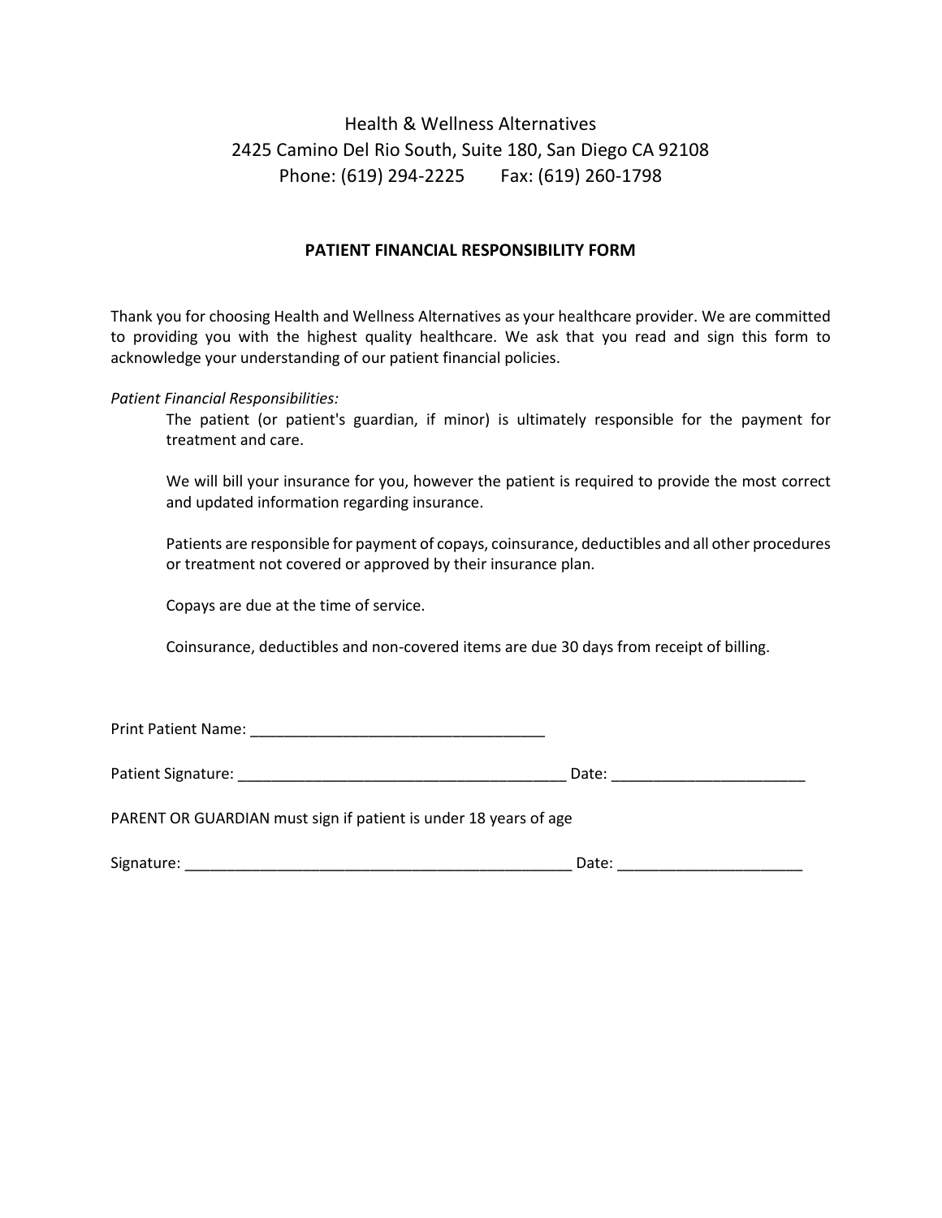Health & Wellness Alternatives
2425 Camino Del Rio South, Suite 180, San Diego CA 92108
Phone: (619) 294-2225 Fax: (619) 260-1798

## PATIENT FINANCIAL RESPONSIBILITY FORM

Thank you for choosing Health and Wellness Alternatives as your healthcare provider. We are committed to providing you with the highest quality healthcare. We ask that you read and sign this form to acknowledge your understanding of our patient financial policies.

*Patient Financial Responsibilities:*

The patient (or patient's guardian, if minor) is ultimately responsible for the payment for treatment and care.

We will bill your insurance for you, however the patient is required to provide the most correct and updated information regarding insurance.

Patients are responsible for payment of copays, coinsurance, deductibles and all other procedures or treatment not covered or approved by their insurance plan.

Copays are due at the time of service.

Coinsurance, deductibles and non-covered items are due 30 days from receipt of billing.

Print Patient Name: ___________________________________

Patient Signature: _______________________________________ Date: _______________________

PARENT OR GUARDIAN must sign if patient is under 18 years of age

Signature: _______________________________________________ Date: ______________________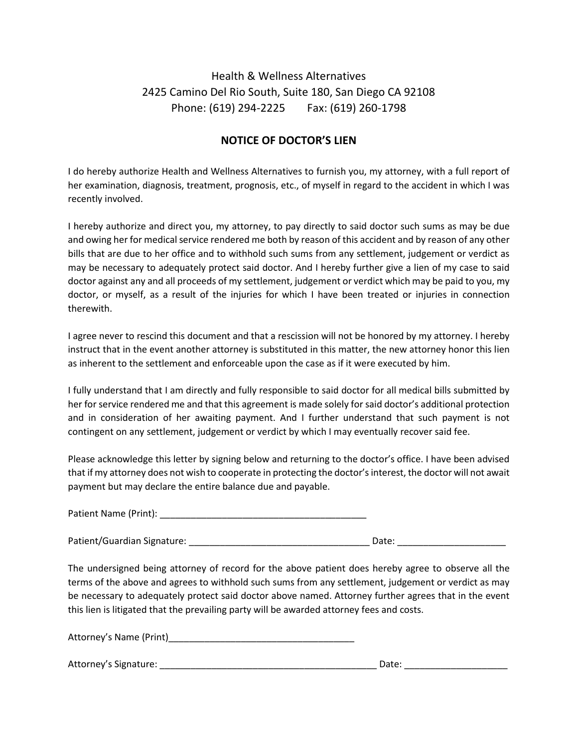Health & Wellness Alternatives
2425 Camino Del Rio South, Suite 180, San Diego CA 92108
Phone: (619) 294-2225 Fax: (619) 260-1798

## NOTICE OF DOCTOR'S LIEN

I do hereby authorize Health and Wellness Alternatives to furnish you, my attorney, with a full report of her examination, diagnosis, treatment, prognosis, etc., of myself in regard to the accident in which I was recently involved.

I hereby authorize and direct you, my attorney, to pay directly to said doctor such sums as may be due and owing her for medical service rendered me both by reason of this accident and by reason of any other bills that are due to her office and to withhold such sums from any settlement, judgement or verdict as may be necessary to adequately protect said doctor. And I hereby further give a lien of my case to said doctor against any and all proceeds of my settlement, judgement or verdict which may be paid to you, my doctor, or myself, as a result of the injuries for which I have been treated or injuries in connection therewith.

I agree never to rescind this document and that a rescission will not be honored by my attorney. I hereby instruct that in the event another attorney is substituted in this matter, the new attorney honor this lien as inherent to the settlement and enforceable upon the case as if it were executed by him.

I fully understand that I am directly and fully responsible to said doctor for all medical bills submitted by her for service rendered me and that this agreement is made solely for said doctor's additional protection and in consideration of her awaiting payment. And I further understand that such payment is not contingent on any settlement, judgement or verdict by which I may eventually recover said fee.

Please acknowledge this letter by signing below and returning to the doctor's office. I have been advised that if my attorney does not wish to cooperate in protecting the doctor's interest, the doctor will not await payment but may declare the entire balance due and payable.

Patient Name (Print): ________________________________________

Patient/Guardian Signature: ____________________________________ Date: _____________________

The undersigned being attorney of record for the above patient does hereby agree to observe all the terms of the above and agrees to withhold such sums from any settlement, judgement or verdict as may be necessary to adequately protect said doctor above named. Attorney further agrees that in the event this lien is litigated that the prevailing party will be awarded attorney fees and costs.

Attorney's Name (Print)____________________________________

Attorney's Signature: ___________________________________________ Date: ____________________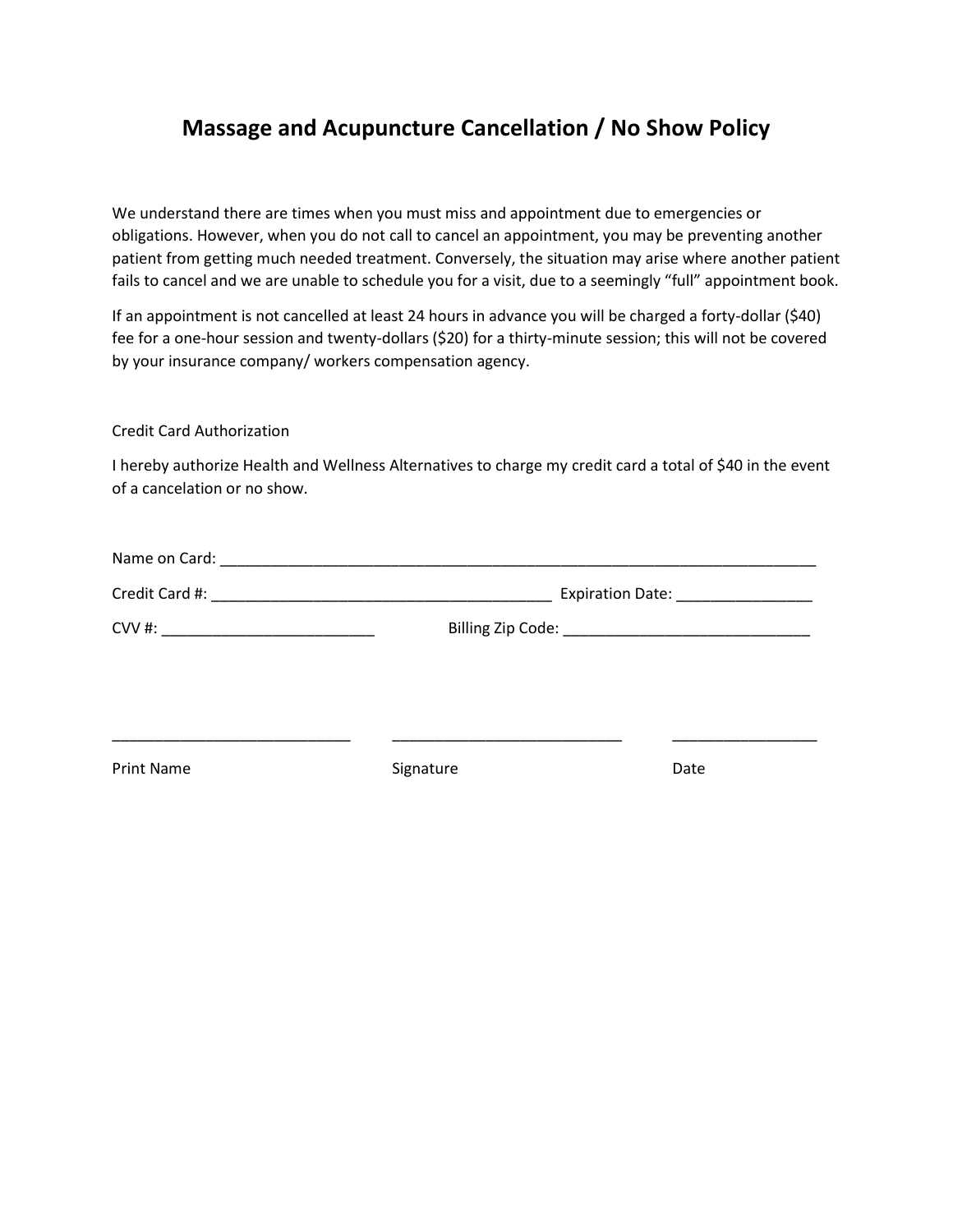# Massage and Acupuncture Cancellation / No Show Policy

We understand there are times when you must miss and appointment due to emergencies or obligations. However, when you do not call to cancel an appointment, you may be preventing another patient from getting much needed treatment. Conversely, the situation may arise where another patient fails to cancel and we are unable to schedule you for a visit, due to a seemingly "full" appointment book.

If an appointment is not cancelled at least 24 hours in advance you will be charged a forty-dollar ($40) fee for a one-hour session and twenty-dollars ($20) for a thirty-minute session; this will not be covered by your insurance company/ workers compensation agency.

Credit Card Authorization

I hereby authorize Health and Wellness Alternatives to charge my credit card a total of $40 in the event of a cancelation or no show.

Name on Card: ___________________________________________________________________________

Credit Card #: __________________________________________ Expiration Date: ________________

CVV #: __________________________ Billing Zip Code: ______________________________

_____________________________ ____________________________ _________________

Print Name Signature Date